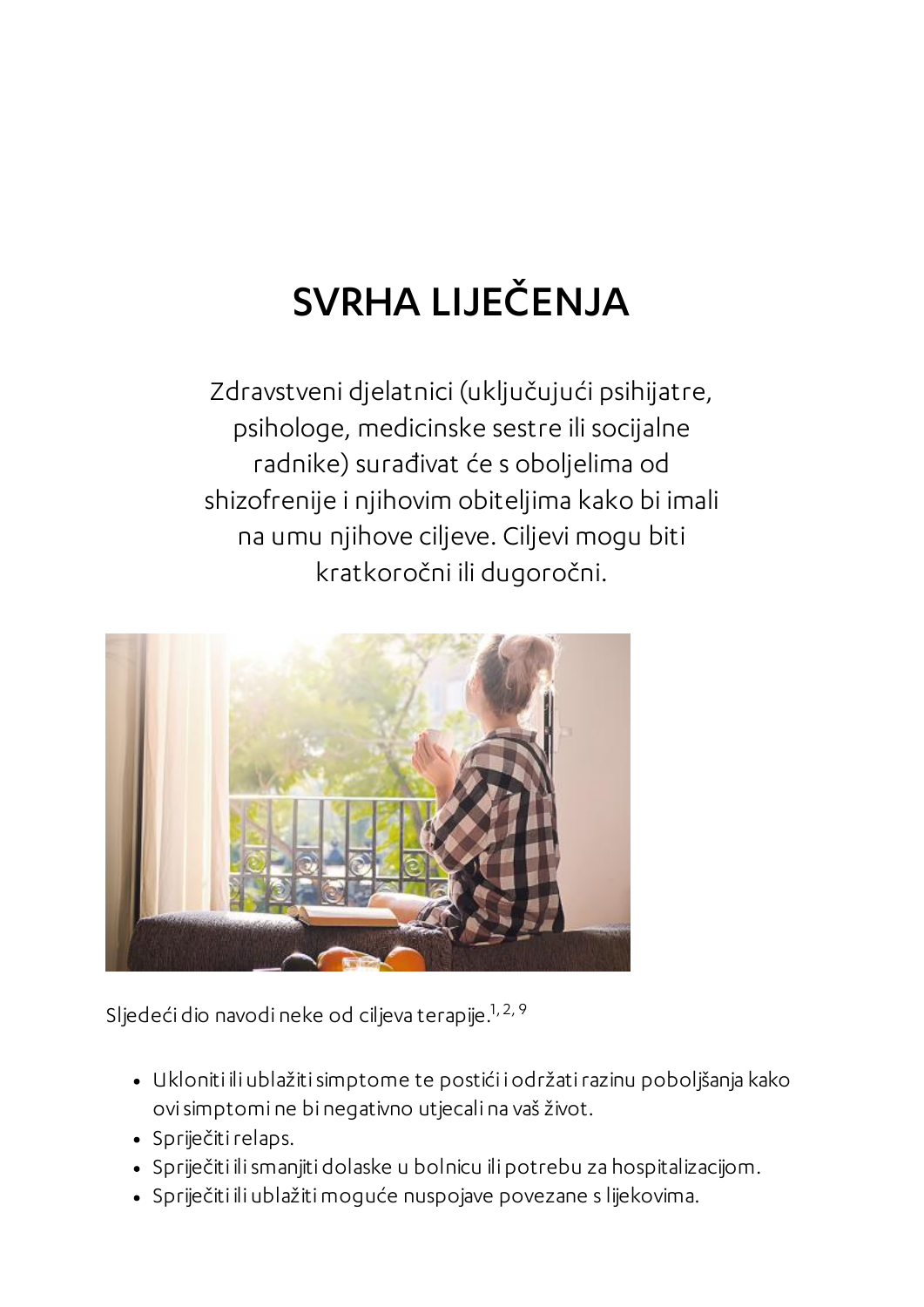# SVRHA LIJEČENJA

Zdravstveni djelatnici (uključujući psihijatre, psihologe, medicinske sestre ili socijalne radnike) surađivat će s oboljelima od shizofrenije i njihovim obiteljima kako bi imali na umu njihove ciljeve. Ciljevi mogu biti kratkoročni ili dugoročni.

Sljedeći dio navodi neke od ciljeva terapije.[1, 2, 9]

- Ukloniti ili ublažiti simptome te postići i održati razinu poboljšanja kako ovi simptomi ne bi negativno utjecali na vaš život.
- Spriječiti relaps.
- Spriječiti ili smanjiti dolaske u bolnicu ili potrebu za hospitalizacijom.
- Spriječiti ili ublažiti moguće nuspojave povezane s lijekovima.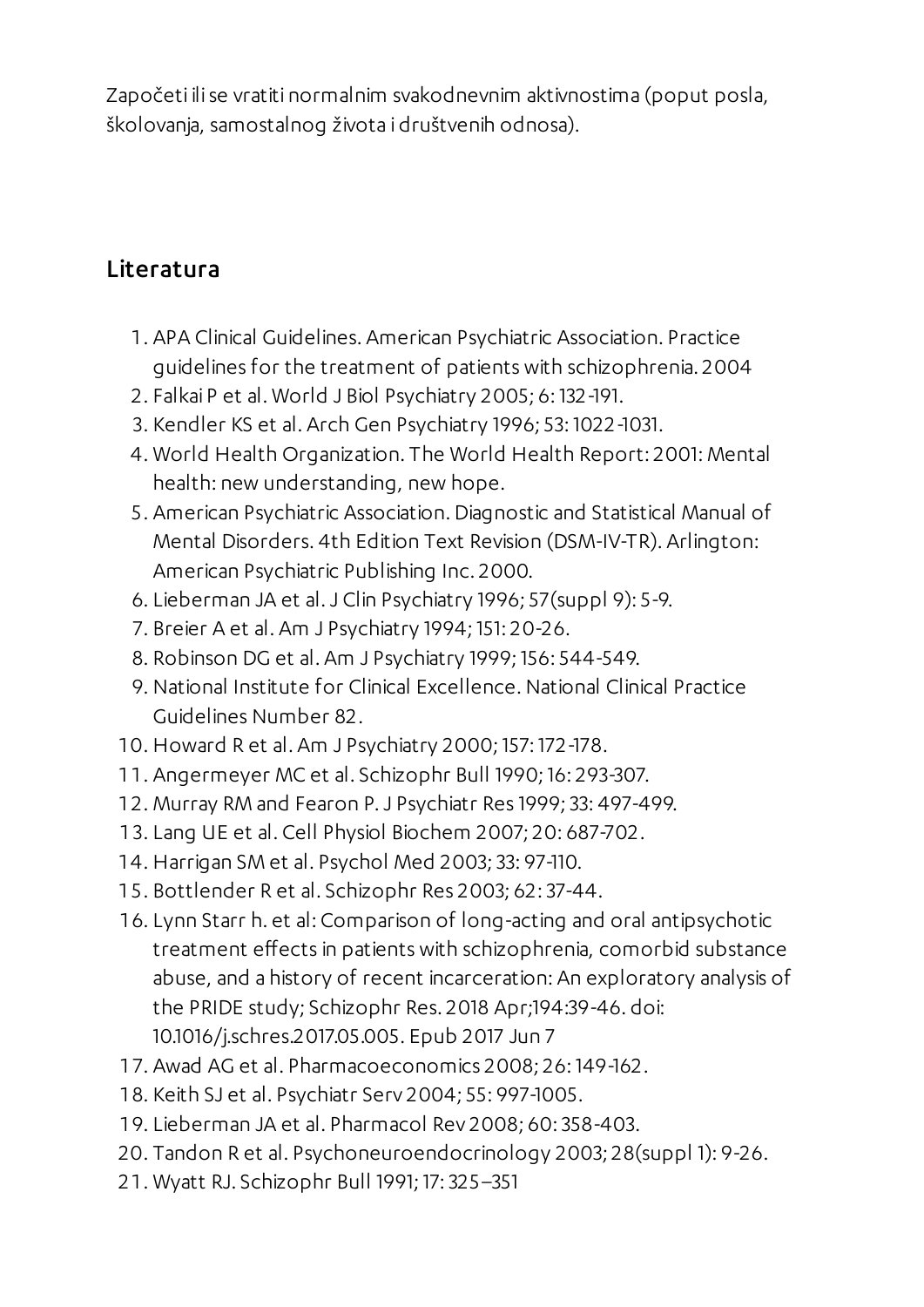Započeti ili se vratiti normalnim svakodnevnim aktivnostima (poput posla, školovanja, samostalnog života i društvenih odnosa).

## Literatura

1. APA Clinical Guidelines. American Psychiatric Association. Practice guidelines for the treatment of patients with schizophrenia. 2004
2. Falkai P et al. World J Biol Psychiatry 2005; 6: 132-191.
3. Kendler KS et al. Arch Gen Psychiatry 1996; 53: 1022-1031.
4. World Health Organization. The World Health Report: 2001: Mental health: new understanding, new hope.
5. American Psychiatric Association. Diagnostic and Statistical Manual of Mental Disorders. 4th Edition Text Revision (DSM-IV-TR). Arlington: American Psychiatric Publishing Inc. 2000.
6. Lieberman JA et al. J Clin Psychiatry 1996; 57(suppl 9): 5-9.
7. Breier A et al. Am J Psychiatry 1994; 151: 20-26.
8. Robinson DG et al. Am J Psychiatry 1999; 156: 544-549.
9. National Institute for Clinical Excellence. National Clinical Practice Guidelines Number 82.
10. Howard R et al. Am J Psychiatry 2000; 157: 172-178.
11. Angermeyer MC et al. Schizophr Bull 1990; 16: 293-307.
12. Murray RM and Fearon P. J Psychiatr Res 1999; 33: 497-499.
13. Lang UE et al. Cell Physiol Biochem 2007; 20: 687-702.
14. Harrigan SM et al. Psychol Med 2003; 33: 97-110.
15. Bottlender R et al. Schizophr Res 2003; 62: 37-44.
16. Lynn Starr h. et al: Comparison of long-acting and oral antipsychotic treatment effects in patients with schizophrenia, comorbid substance abuse, and a history of recent incarceration: An exploratory analysis of the PRIDE study; Schizophr Res. 2018 Apr;194:39-46. doi: 10.1016/j.schres.2017.05.005. Epub 2017 Jun 7
17. Awad AG et al. Pharmacoeconomics 2008; 26: 149-162.
18. Keith SJ et al. Psychiatr Serv 2004; 55: 997-1005.
19. Lieberman JA et al. Pharmacol Rev 2008; 60: 358-403.
20. Tandon R et al. Psychoneuroendocrinology 2003; 28(suppl 1): 9-26.
21. Wyatt RJ. Schizophr Bull 1991; 17: 325–351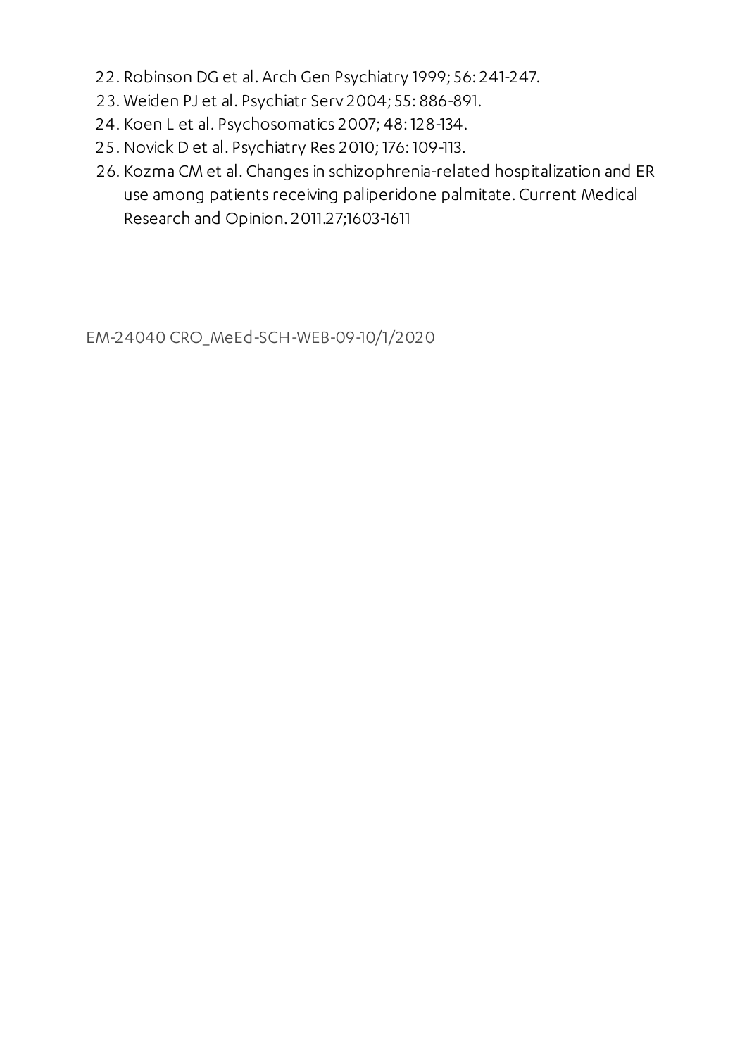22. Robinson DG et al. Arch Gen Psychiatry 1999; 56: 241-247.
23. Weiden PJ et al. Psychiatr Serv 2004; 55: 886-891.
24. Koen L et al. Psychosomatics 2007; 48: 128-134.
25. Novick D et al. Psychiatry Res 2010; 176: 109-113.
26. Kozma CM et al. Changes in schizophrenia-related hospitalization and ER use among patients receiving paliperidone palmitate. Current Medical Research and Opinion. 2011.27;1603-1611

EM-24040 CRO_MeEd-SCH-WEB-09-10/1/2020